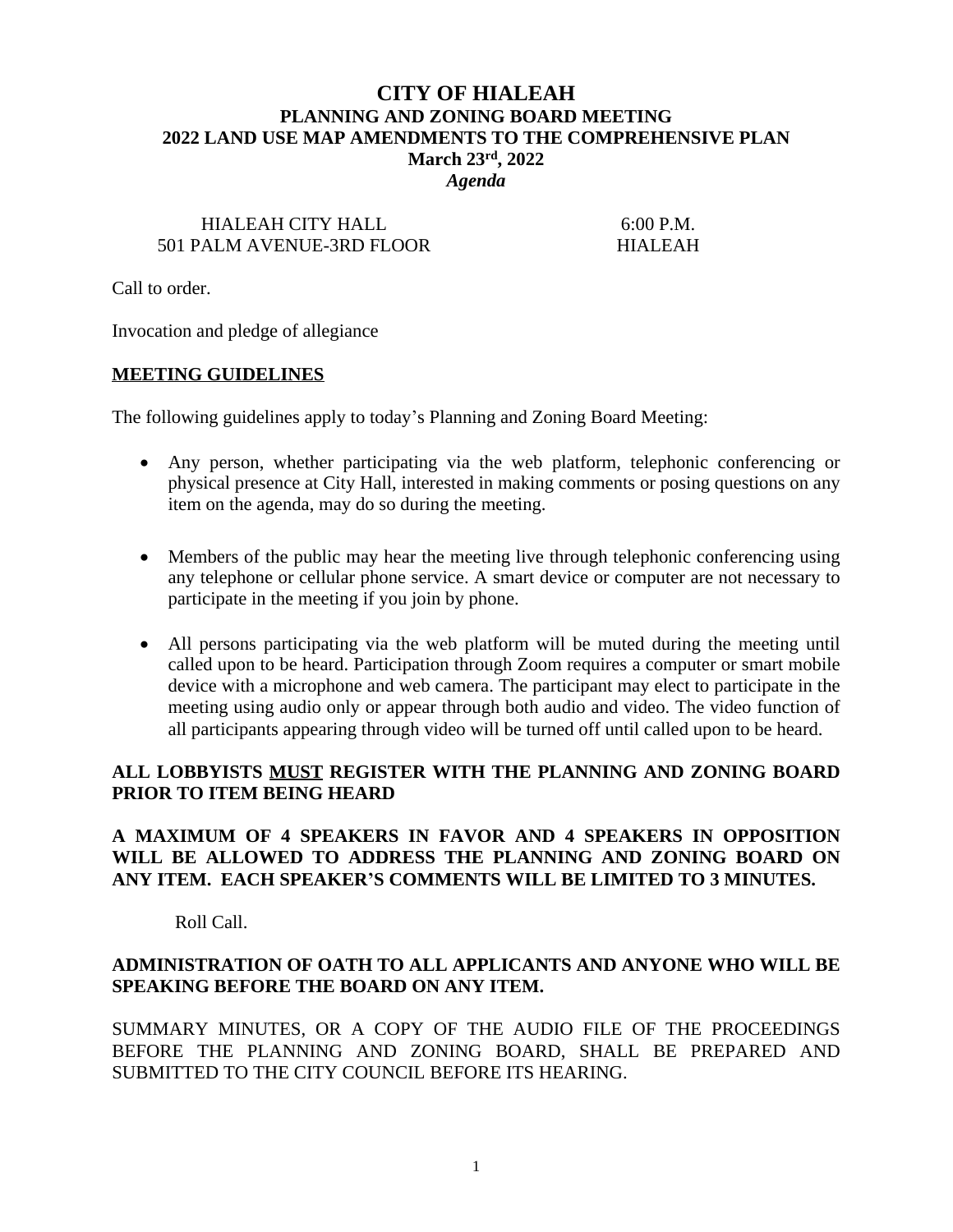# CITY OF HIALEAH

## PLANNING AND ZONING BOARD MEETING

## 2022 LAND USE MAP AMENDMENTS TO THE COMPREHENSIVE PLAN

**March 23rd, 2022**

***Agenda***

HIALEAH CITY HALL
501 PALM AVENUE-3RD FLOOR

6:00 P.M.
HIALEAH

Call to order.

Invocation and pledge of allegiance

## MEETING GUIDELINES

The following guidelines apply to today's Planning and Zoning Board Meeting:

- Any person, whether participating via the web platform, telephonic conferencing or physical presence at City Hall, interested in making comments or posing questions on any item on the agenda, may do so during the meeting.
- Members of the public may hear the meeting live through telephonic conferencing using any telephone or cellular phone service. A smart device or computer are not necessary to participate in the meeting if you join by phone.
- All persons participating via the web platform will be muted during the meeting until called upon to be heard. Participation through Zoom requires a computer or smart mobile device with a microphone and web camera. The participant may elect to participate in the meeting using audio only or appear through both audio and video. The video function of all participants appearing through video will be turned off until called upon to be heard.

**ALL LOBBYISTS MUST REGISTER WITH THE PLANNING AND ZONING BOARD PRIOR TO ITEM BEING HEARD**

**A MAXIMUM OF 4 SPEAKERS IN FAVOR AND 4 SPEAKERS IN OPPOSITION WILL BE ALLOWED TO ADDRESS THE PLANNING AND ZONING BOARD ON ANY ITEM. EACH SPEAKER'S COMMENTS WILL BE LIMITED TO 3 MINUTES.**

Roll Call.

**ADMINISTRATION OF OATH TO ALL APPLICANTS AND ANYONE WHO WILL BE SPEAKING BEFORE THE BOARD ON ANY ITEM.**

SUMMARY MINUTES, OR A COPY OF THE AUDIO FILE OF THE PROCEEDINGS BEFORE THE PLANNING AND ZONING BOARD, SHALL BE PREPARED AND SUBMITTED TO THE CITY COUNCIL BEFORE ITS HEARING.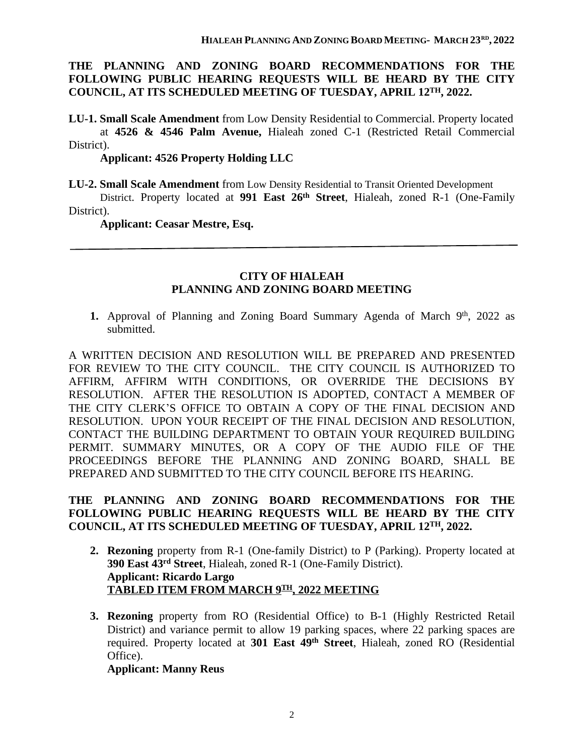**THE PLANNING AND ZONING BOARD RECOMMENDATIONS FOR THE FOLLOWING PUBLIC HEARING REQUESTS WILL BE HEARD BY THE CITY COUNCIL, AT ITS SCHEDULED MEETING OF TUESDAY, APRIL 12TH, 2022.**

**LU-1. Small Scale Amendment** from Low Density Residential to Commercial. Property located at **4526 & 4546 Palm Avenue,** Hialeah zoned C-1 (Restricted Retail Commercial District).

**Applicant: 4526 Property Holding LLC**

**LU-2. Small Scale Amendment** from Low Density Residential to Transit Oriented Development District. Property located at **991 East 26th Street**, Hialeah, zoned R-1 (One-Family District).

**Applicant: Ceasar Mestre, Esq.**

---

## CITY OF HIALEAH
## PLANNING AND ZONING BOARD MEETING

1. Approval of Planning and Zoning Board Summary Agenda of March 9th, 2022 as submitted.

A WRITTEN DECISION AND RESOLUTION WILL BE PREPARED AND PRESENTED FOR REVIEW TO THE CITY COUNCIL. THE CITY COUNCIL IS AUTHORIZED TO AFFIRM, AFFIRM WITH CONDITIONS, OR OVERRIDE THE DECISIONS BY RESOLUTION. AFTER THE RESOLUTION IS ADOPTED, CONTACT A MEMBER OF THE CITY CLERK'S OFFICE TO OBTAIN A COPY OF THE FINAL DECISION AND RESOLUTION. UPON YOUR RECEIPT OF THE FINAL DECISION AND RESOLUTION, CONTACT THE BUILDING DEPARTMENT TO OBTAIN YOUR REQUIRED BUILDING PERMIT. SUMMARY MINUTES, OR A COPY OF THE AUDIO FILE OF THE PROCEEDINGS BEFORE THE PLANNING AND ZONING BOARD, SHALL BE PREPARED AND SUBMITTED TO THE CITY COUNCIL BEFORE ITS HEARING.

**THE PLANNING AND ZONING BOARD RECOMMENDATIONS FOR THE FOLLOWING PUBLIC HEARING REQUESTS WILL BE HEARD BY THE CITY COUNCIL, AT ITS SCHEDULED MEETING OF TUESDAY, APRIL 12TH, 2022.**

2. **Rezoning** property from R-1 (One-family District) to P (Parking). Property located at **390 East 43rd Street**, Hialeah, zoned R-1 (One-Family District).
   **Applicant: Ricardo Largo**
   **TABLED ITEM FROM MARCH 9TH, 2022 MEETING**

3. **Rezoning** property from RO (Residential Office) to B-1 (Highly Restricted Retail District) and variance permit to allow 19 parking spaces, where 22 parking spaces are required. Property located at **301 East 49th Street**, Hialeah, zoned RO (Residential Office).
   **Applicant: Manny Reus**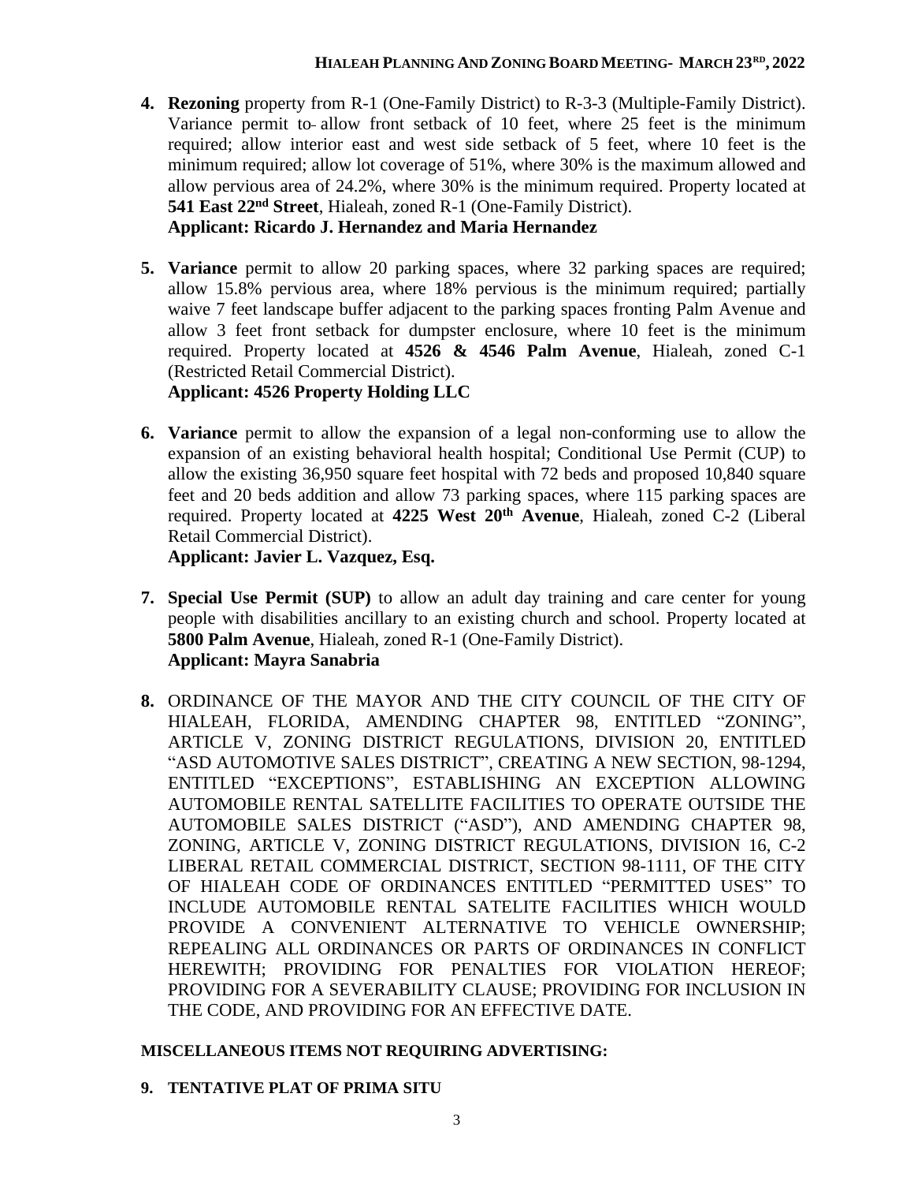4. **Rezoning** property from R-1 (One-Family District) to R-3-3 (Multiple-Family District). Variance permit to allow front setback of 10 feet, where 25 feet is the minimum required; allow interior east and west side setback of 5 feet, where 10 feet is the minimum required; allow lot coverage of 51%, where 30% is the maximum allowed and allow pervious area of 24.2%, where 30% is the minimum required. Property located at **541 East 22nd Street**, Hialeah, zoned R-1 (One-Family District).
   **Applicant: Ricardo J. Hernandez and Maria Hernandez**

5. **Variance** permit to allow 20 parking spaces, where 32 parking spaces are required; allow 15.8% pervious area, where 18% pervious is the minimum required; partially waive 7 feet landscape buffer adjacent to the parking spaces fronting Palm Avenue and allow 3 feet front setback for dumpster enclosure, where 10 feet is the minimum required. Property located at **4526 & 4546 Palm Avenue**, Hialeah, zoned C-1 (Restricted Retail Commercial District).
   **Applicant: 4526 Property Holding LLC**

6. **Variance** permit to allow the expansion of a legal non-conforming use to allow the expansion of an existing behavioral health hospital; Conditional Use Permit (CUP) to allow the existing 36,950 square feet hospital with 72 beds and proposed 10,840 square feet and 20 beds addition and allow 73 parking spaces, where 115 parking spaces are required. Property located at **4225 West 20th Avenue**, Hialeah, zoned C-2 (Liberal Retail Commercial District).
   **Applicant: Javier L. Vazquez, Esq.**

7. **Special Use Permit (SUP)** to allow an adult day training and care center for young people with disabilities ancillary to an existing church and school. Property located at **5800 Palm Avenue**, Hialeah, zoned R-1 (One-Family District).
   **Applicant: Mayra Sanabria**

8. ORDINANCE OF THE MAYOR AND THE CITY COUNCIL OF THE CITY OF HIALEAH, FLORIDA, AMENDING CHAPTER 98, ENTITLED "ZONING", ARTICLE V, ZONING DISTRICT REGULATIONS, DIVISION 20, ENTITLED "ASD AUTOMOTIVE SALES DISTRICT", CREATING A NEW SECTION, 98-1294, ENTITLED "EXCEPTIONS", ESTABLISHING AN EXCEPTION ALLOWING AUTOMOBILE RENTAL SATELLITE FACILITIES TO OPERATE OUTSIDE THE AUTOMOBILE SALES DISTRICT ("ASD"), AND AMENDING CHAPTER 98, ZONING, ARTICLE V, ZONING DISTRICT REGULATIONS, DIVISION 16, C-2 LIBERAL RETAIL COMMERCIAL DISTRICT, SECTION 98-1111, OF THE CITY OF HIALEAH CODE OF ORDINANCES ENTITLED "PERMITTED USES" TO INCLUDE AUTOMOBILE RENTAL SATELITE FACILITIES WHICH WOULD PROVIDE A CONVENIENT ALTERNATIVE TO VEHICLE OWNERSHIP; REPEALING ALL ORDINANCES OR PARTS OF ORDINANCES IN CONFLICT HEREWITH; PROVIDING FOR PENALTIES FOR VIOLATION HEREOF; PROVIDING FOR A SEVERABILITY CLAUSE; PROVIDING FOR INCLUSION IN THE CODE, AND PROVIDING FOR AN EFFECTIVE DATE.

**MISCELLANEOUS ITEMS NOT REQUIRING ADVERTISING:**

9. **TENTATIVE PLAT OF PRIMA SITU**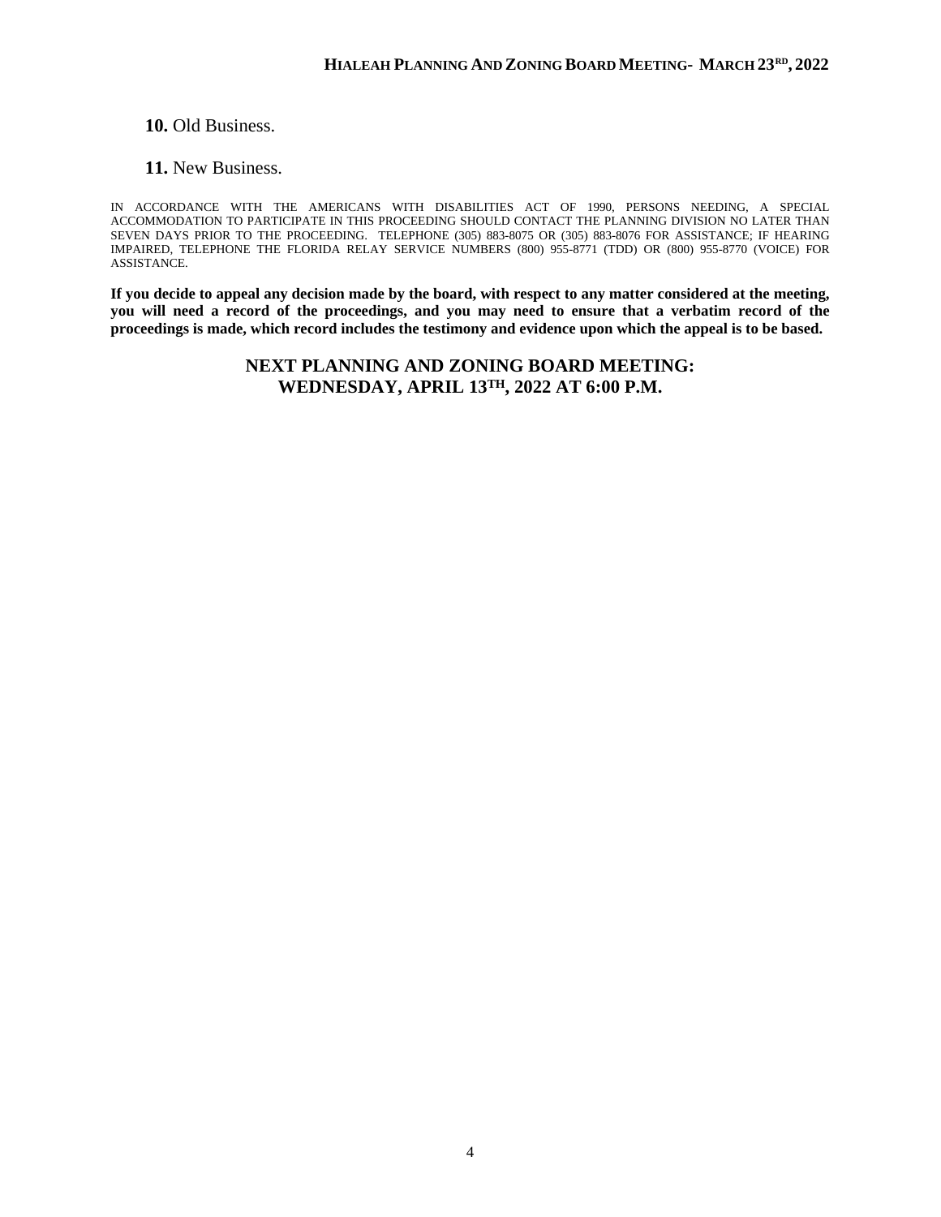**10.** Old Business.

**11.** New Business.

IN ACCORDANCE WITH THE AMERICANS WITH DISABILITIES ACT OF 1990, PERSONS NEEDING, A SPECIAL ACCOMMODATION TO PARTICIPATE IN THIS PROCEEDING SHOULD CONTACT THE PLANNING DIVISION NO LATER THAN SEVEN DAYS PRIOR TO THE PROCEEDING. TELEPHONE (305) 883-8075 OR (305) 883-8076 FOR ASSISTANCE; IF HEARING IMPAIRED, TELEPHONE THE FLORIDA RELAY SERVICE NUMBERS (800) 955-8771 (TDD) OR (800) 955-8770 (VOICE) FOR ASSISTANCE.

**If you decide to appeal any decision made by the board, with respect to any matter considered at the meeting, you will need a record of the proceedings, and you may need to ensure that a verbatim record of the proceedings is made, which record includes the testimony and evidence upon which the appeal is to be based.**

**NEXT PLANNING AND ZONING BOARD MEETING:**
**WEDNESDAY, APRIL 13TH, 2022 AT 6:00 P.M.**